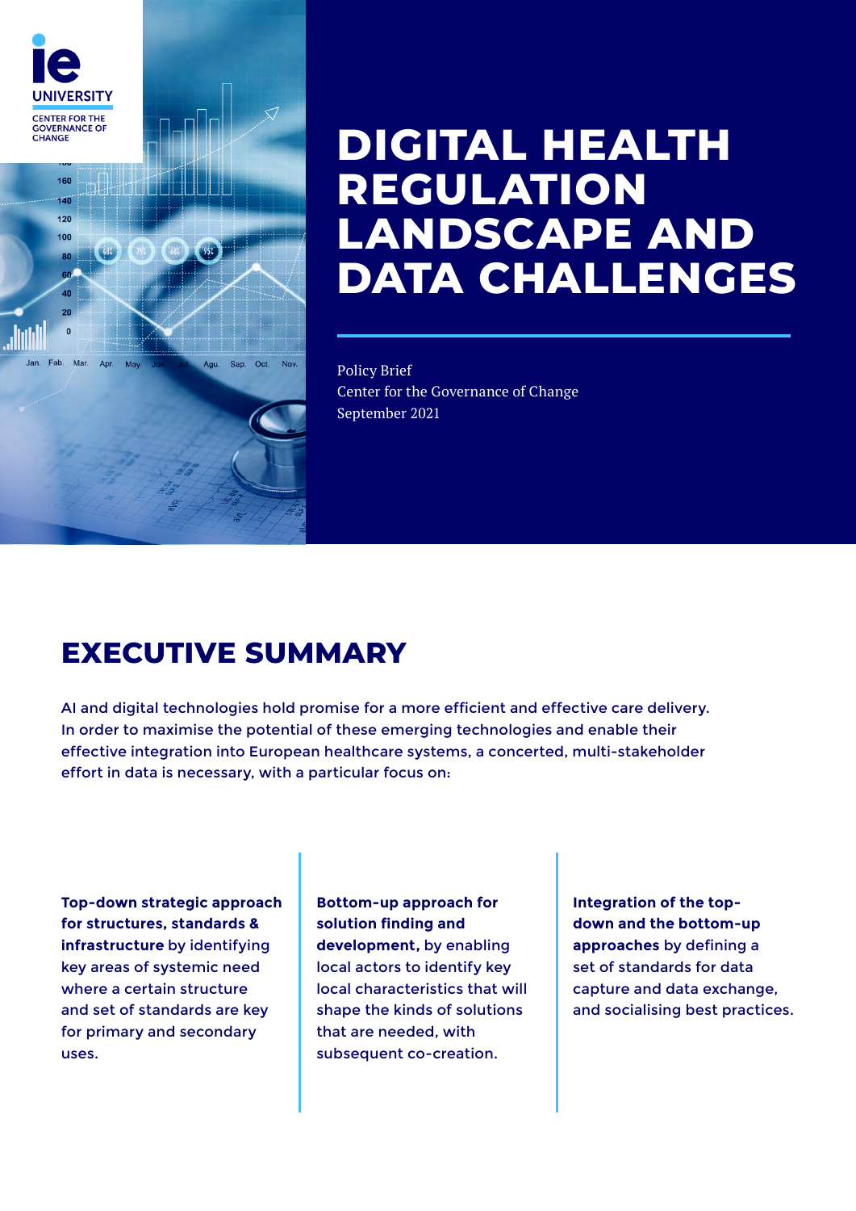IE UNIVERSITY
CENTER FOR THE GOVERNANCE OF CHANGE

# DIGITAL HEALTH REGULATION LANDSCAPE AND DATA CHALLENGES

Policy Brief
Center for the Governance of Change
September 2021

## EXECUTIVE SUMMARY

AI and digital technologies hold promise for a more efficient and effective care delivery. In order to maximise the potential of these emerging technologies and enable their effective integration into European healthcare systems, a concerted, multi-stakeholder effort in data is necessary, with a particular focus on:

**Top-down strategic approach for structures, standards & infrastructure** by identifying key areas of systemic need where a certain structure and set of standards are key for primary and secondary uses.

**Bottom-up approach for solution finding and development,** by enabling local actors to identify key local characteristics that will shape the kinds of solutions that are needed, with subsequent co-creation.

**Integration of the top-down and the bottom-up approaches** by defining a set of standards for data capture and data exchange, and socialising best practices.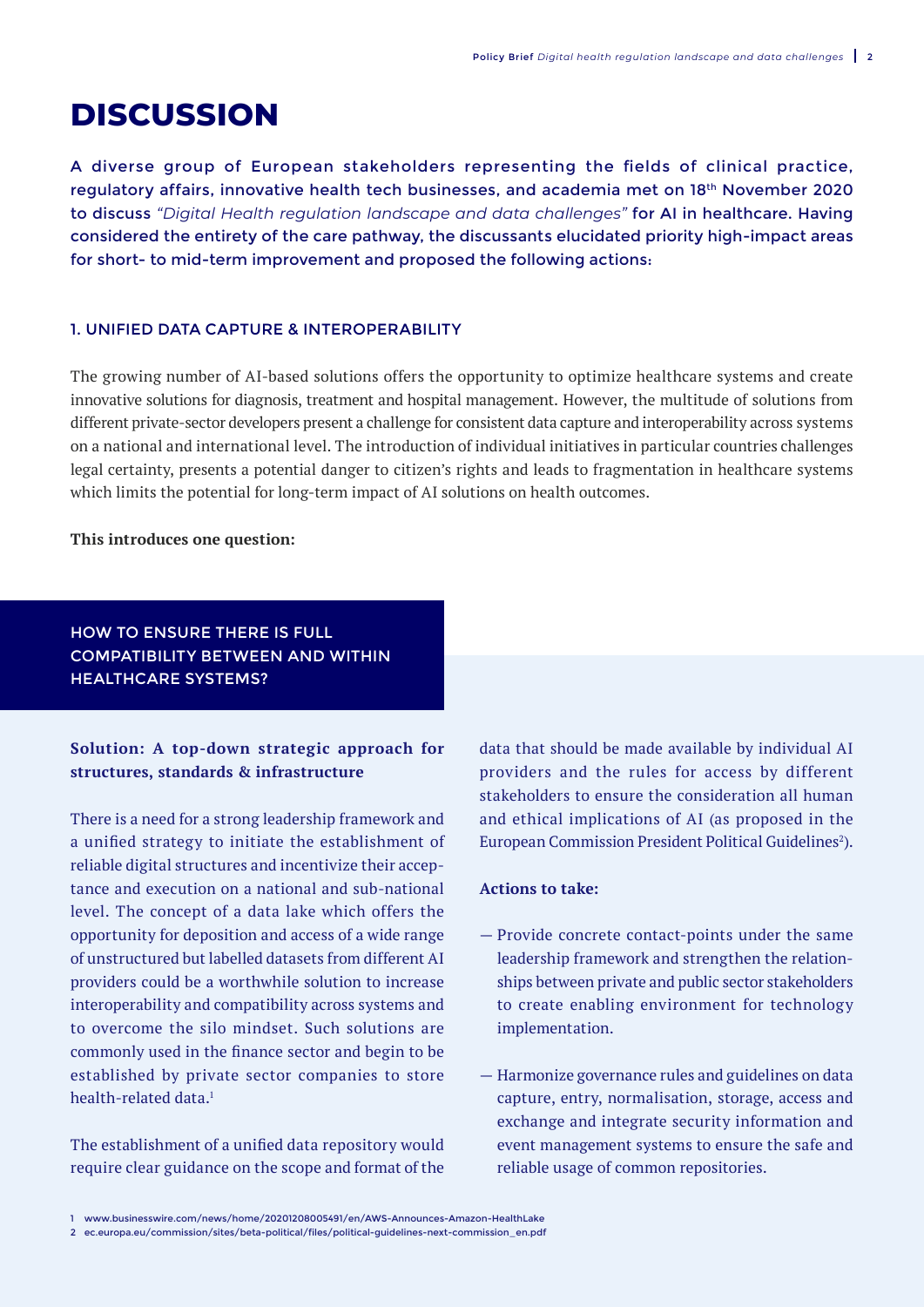# DISCUSSION

A diverse group of European stakeholders representing the fields of clinical practice, regulatory affairs, innovative health tech businesses, and academia met on 18th November 2020 to discuss *"Digital Health regulation landscape and data challenges"* for AI in healthcare. Having considered the entirety of the care pathway, the discussants elucidated priority high-impact areas for short- to mid-term improvement and proposed the following actions:

## 1. UNIFIED DATA CAPTURE & INTEROPERABILITY

The growing number of AI-based solutions offers the opportunity to optimize healthcare systems and create innovative solutions for diagnosis, treatment and hospital management. However, the multitude of solutions from different private-sector developers present a challenge for consistent data capture and interoperability across systems on a national and international level. The introduction of individual initiatives in particular countries challenges legal certainty, presents a potential danger to citizen's rights and leads to fragmentation in healthcare systems which limits the potential for long-term impact of AI solutions on health outcomes.

**This introduces one question:**

### HOW TO ENSURE THERE IS FULL COMPATIBILITY BETWEEN AND WITHIN HEALTHCARE SYSTEMS?

**Solution: A top-down strategic approach for structures, standards & infrastructure**

There is a need for a strong leadership framework and a unified strategy to initiate the establishment of reliable digital structures and incentivize their acceptance and execution on a national and sub-national level. The concept of a data lake which offers the opportunity for deposition and access of a wide range of unstructured but labelled datasets from different AI providers could be a worthwhile solution to increase interoperability and compatibility across systems and to overcome the silo mindset. Such solutions are commonly used in the finance sector and begin to be established by private sector companies to store health-related data.[1]

The establishment of a unified data repository would require clear guidance on the scope and format of the data that should be made available by individual AI providers and the rules for access by different stakeholders to ensure the consideration all human and ethical implications of AI (as proposed in the European Commission President Political Guidelines[2]).

**Actions to take:**

- Provide concrete contact-points under the same leadership framework and strengthen the relationships between private and public sector stakeholders to create enabling environment for technology implementation.
- Harmonize governance rules and guidelines on data capture, entry, normalisation, storage, access and exchange and integrate security information and event management systems to ensure the safe and reliable usage of common repositories.

1 www.businesswire.com/news/home/20201208005491/en/AWS-Announces-Amazon-HealthLake
2 ec.europa.eu/commission/sites/beta-political/files/political-guidelines-next-commission_en.pdf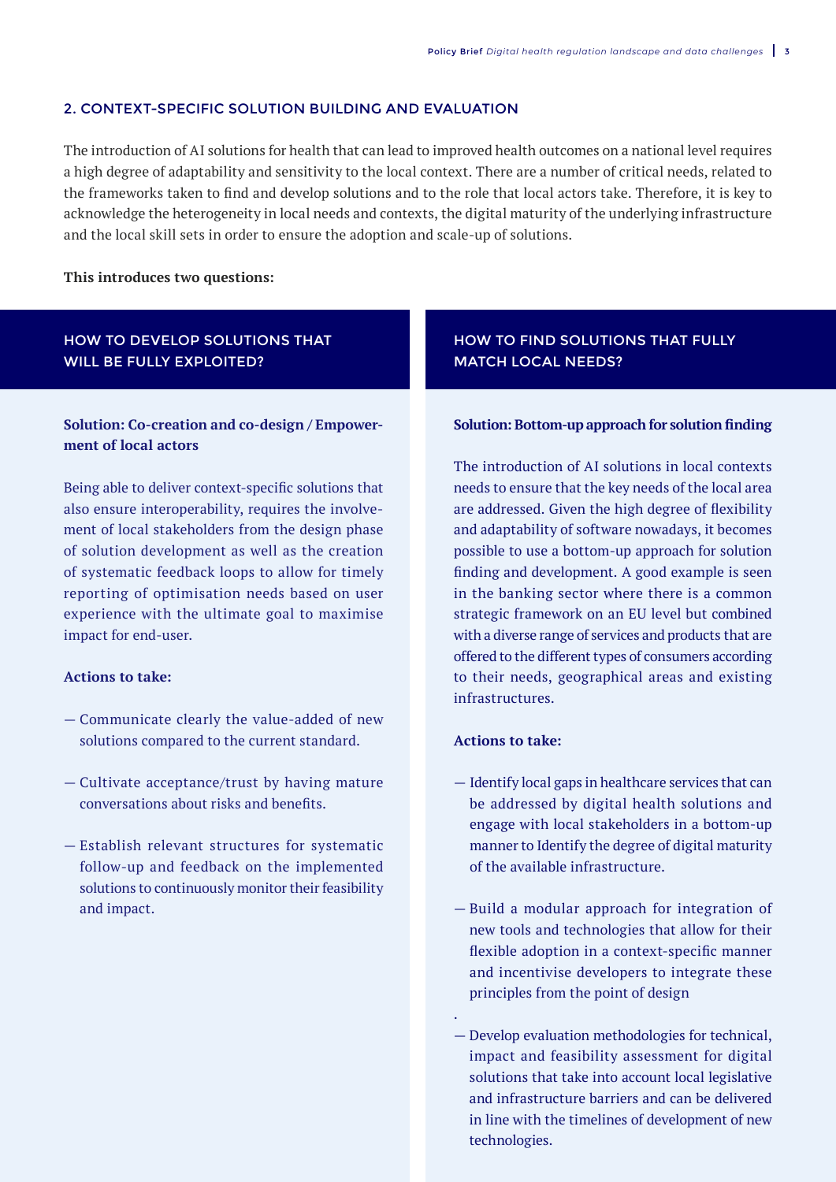## 2. CONTEXT-SPECIFIC SOLUTION BUILDING AND EVALUATION

The introduction of AI solutions for health that can lead to improved health outcomes on a national level requires a high degree of adaptability and sensitivity to the local context. There are a number of critical needs, related to the frameworks taken to find and develop solutions and to the role that local actors take. Therefore, it is key to acknowledge the heterogeneity in local needs and contexts, the digital maturity of the underlying infrastructure and the local skill sets in order to ensure the adoption and scale-up of solutions.

**This introduces two questions:**

### HOW TO DEVELOP SOLUTIONS THAT WILL BE FULLY EXPLOITED?

**Solution: Co-creation and co-design / Empowerment of local actors**

Being able to deliver context-specific solutions that also ensure interoperability, requires the involvement of local stakeholders from the design phase of solution development as well as the creation of systematic feedback loops to allow for timely reporting of optimisation needs based on user experience with the ultimate goal to maximise impact for end-user.

**Actions to take:**

- Communicate clearly the value-added of new solutions compared to the current standard.
- Cultivate acceptance/trust by having mature conversations about risks and benefits.
- Establish relevant structures for systematic follow-up and feedback on the implemented solutions to continuously monitor their feasibility and impact.

### HOW TO FIND SOLUTIONS THAT FULLY MATCH LOCAL NEEDS?

**Solution: Bottom-up approach for solution finding**

The introduction of AI solutions in local contexts needs to ensure that the key needs of the local area are addressed. Given the high degree of flexibility and adaptability of software nowadays, it becomes possible to use a bottom-up approach for solution finding and development. A good example is seen in the banking sector where there is a common strategic framework on an EU level but combined with a diverse range of services and products that are offered to the different types of consumers according to their needs, geographical areas and existing infrastructures.

**Actions to take:**

- Identify local gaps in healthcare services that can be addressed by digital health solutions and engage with local stakeholders in a bottom-up manner to Identify the degree of digital maturity of the available infrastructure.
- Build a modular approach for integration of new tools and technologies that allow for their flexible adoption in a context-specific manner and incentivise developers to integrate these principles from the point of design

.

- Develop evaluation methodologies for technical, impact and feasibility assessment for digital solutions that take into account local legislative and infrastructure barriers and can be delivered in line with the timelines of development of new technologies.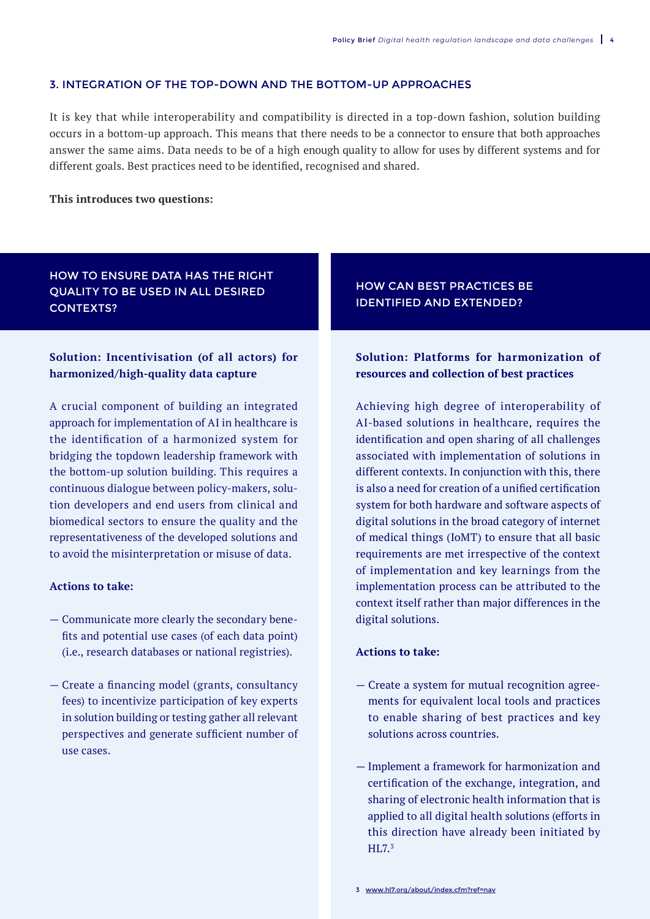## 3. INTEGRATION OF THE TOP-DOWN AND THE BOTTOM-UP APPROACHES

It is key that while interoperability and compatibility is directed in a top-down fashion, solution building occurs in a bottom-up approach. This means that there needs to be a connector to ensure that both approaches answer the same aims. Data needs to be of a high enough quality to allow for uses by different systems and for different goals. Best practices need to be identified, recognised and shared.

**This introduces two questions:**

### HOW TO ENSURE DATA HAS THE RIGHT QUALITY TO BE USED IN ALL DESIRED CONTEXTS?

**Solution: Incentivisation (of all actors) for harmonized/high-quality data capture**

A crucial component of building an integrated approach for implementation of AI in healthcare is the identification of a harmonized system for bridging the topdown leadership framework with the bottom-up solution building. This requires a continuous dialogue between policy-makers, solution developers and end users from clinical and biomedical sectors to ensure the quality and the representativeness of the developed solutions and to avoid the misinterpretation or misuse of data.

**Actions to take:**

- Communicate more clearly the secondary benefits and potential use cases (of each data point) (i.e., research databases or national registries).
- Create a financing model (grants, consultancy fees) to incentivize participation of key experts in solution building or testing gather all relevant perspectives and generate sufficient number of use cases.

### HOW CAN BEST PRACTICES BE IDENTIFIED AND EXTENDED?

**Solution: Platforms for harmonization of resources and collection of best practices**

Achieving high degree of interoperability of AI-based solutions in healthcare, requires the identification and open sharing of all challenges associated with implementation of solutions in different contexts. In conjunction with this, there is also a need for creation of a unified certification system for both hardware and software aspects of digital solutions in the broad category of internet of medical things (IoMT) to ensure that all basic requirements are met irrespective of the context of implementation and key learnings from the implementation process can be attributed to the context itself rather than major differences in the digital solutions.

**Actions to take:**

- Create a system for mutual recognition agreements for equivalent local tools and practices to enable sharing of best practices and key solutions across countries.
- Implement a framework for harmonization and certification of the exchange, integration, and sharing of electronic health information that is applied to all digital health solutions (efforts in this direction have already been initiated by HL7.[3]

3 www.hl7.org/about/index.cfm?ref=nav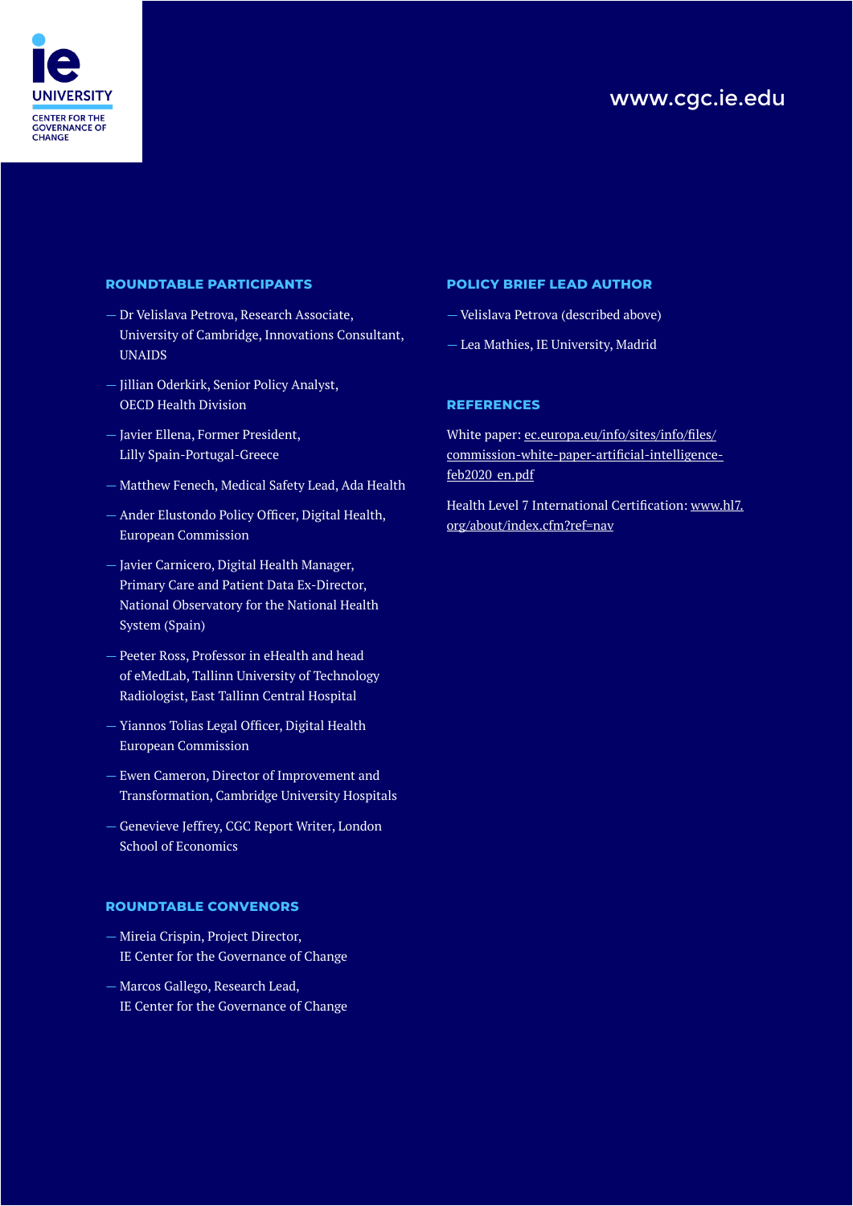IE UNIVERSITY
CENTER FOR THE GOVERNANCE OF CHANGE

www.cgc.ie.edu

## ROUNDTABLE PARTICIPANTS

— Dr Velislava Petrova, Research Associate, University of Cambridge, Innovations Consultant, UNAIDS

— Jillian Oderkirk, Senior Policy Analyst, OECD Health Division

— Javier Ellena, Former President, Lilly Spain-Portugal-Greece

— Matthew Fenech, Medical Safety Lead, Ada Health

— Ander Elustondo Policy Officer, Digital Health, European Commission

— Javier Carnicero, Digital Health Manager, Primary Care and Patient Data Ex-Director, National Observatory for the National Health System (Spain)

— Peeter Ross, Professor in eHealth and head of eMedLab, Tallinn University of Technology Radiologist, East Tallinn Central Hospital

— Yiannos Tolias Legal Officer, Digital Health European Commission

— Ewen Cameron, Director of Improvement and Transformation, Cambridge University Hospitals

— Genevieve Jeffrey, CGC Report Writer, London School of Economics

## ROUNDTABLE CONVENORS

— Mireia Crispin, Project Director, IE Center for the Governance of Change

— Marcos Gallego, Research Lead, IE Center for the Governance of Change

## POLICY BRIEF LEAD AUTHOR

— Velislava Petrova (described above)

— Lea Mathies, IE University, Madrid

## REFERENCES

White paper: ec.europa.eu/info/sites/info/files/commission-white-paper-artificial-intelligence-feb2020_en.pdf

Health Level 7 International Certification: www.hl7.org/about/index.cfm?ref=nav